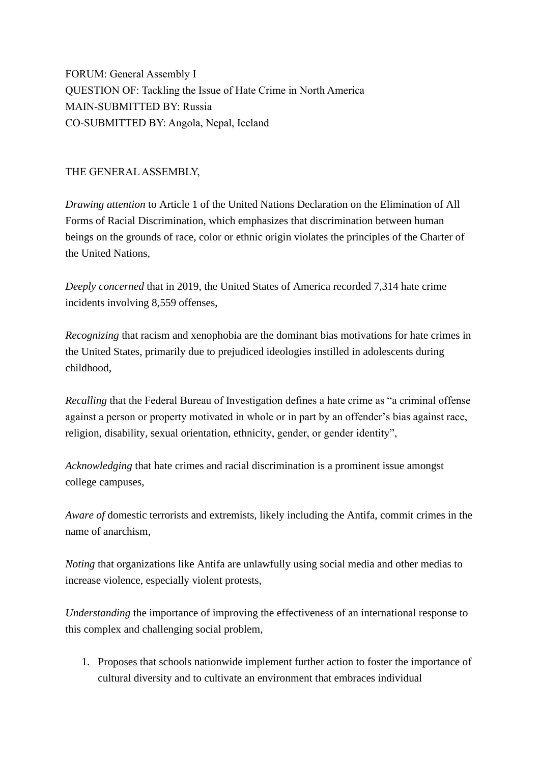FORUM: General Assembly I
QUESTION OF: Tackling the Issue of Hate Crime in North America
MAIN-SUBMITTED BY: Russia
CO-SUBMITTED BY: Angola, Nepal, Iceland

THE GENERAL ASSEMBLY,

*Drawing attention* to Article 1 of the United Nations Declaration on the Elimination of All Forms of Racial Discrimination, which emphasizes that discrimination between human beings on the grounds of race, color or ethnic origin violates the principles of the Charter of the United Nations,

*Deeply concerned* that in 2019, the United States of America recorded 7,314 hate crime incidents involving 8,559 offenses,

*Recognizing* that racism and xenophobia are the dominant bias motivations for hate crimes in the United States, primarily due to prejudiced ideologies instilled in adolescents during childhood,

*Recalling* that the Federal Bureau of Investigation defines a hate crime as "a criminal offense against a person or property motivated in whole or in part by an offender's bias against race, religion, disability, sexual orientation, ethnicity, gender, or gender identity",

*Acknowledging* that hate crimes and racial discrimination is a prominent issue amongst college campuses,

*Aware of* domestic terrorists and extremists, likely including the Antifa, commit crimes in the name of anarchism,

*Noting* that organizations like Antifa are unlawfully using social media and other medias to increase violence, especially violent protests,

*Understanding* the importance of improving the effectiveness of an international response to this complex and challenging social problem,

1. <u>Proposes</u> that schools nationwide implement further action to foster the importance of cultural diversity and to cultivate an environment that embraces individual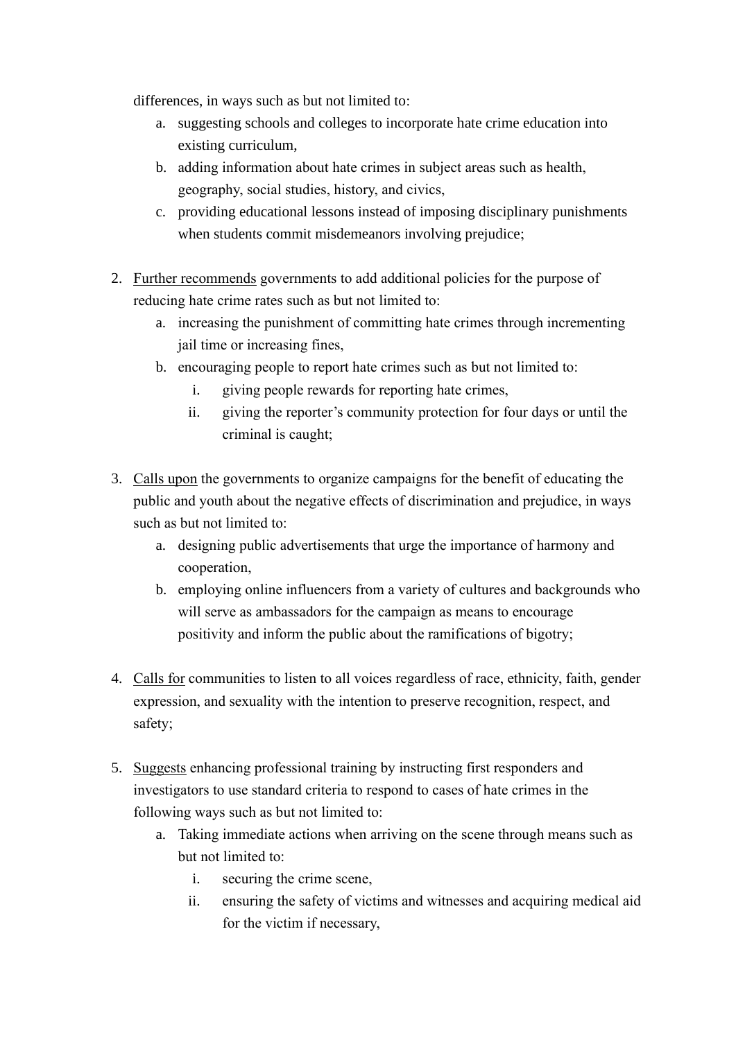differences, in ways such as but not limited to:

   a. suggesting schools and colleges to incorporate hate crime education into existing curriculum,
   b. adding information about hate crimes in subject areas such as health, geography, social studies, history, and civics,
   c. providing educational lessons instead of imposing disciplinary punishments when students commit misdemeanors involving prejudice;

2. <u>Further recommends</u> governments to add additional policies for the purpose of reducing hate crime rates such as but not limited to:
   a. increasing the punishment of committing hate crimes through incrementing jail time or increasing fines,
   b. encouraging people to report hate crimes such as but not limited to:
      i. giving people rewards for reporting hate crimes,
      ii. giving the reporter's community protection for four days or until the criminal is caught;

3. <u>Calls upon</u> the governments to organize campaigns for the benefit of educating the public and youth about the negative effects of discrimination and prejudice, in ways such as but not limited to:
   a. designing public advertisements that urge the importance of harmony and cooperation,
   b. employing online influencers from a variety of cultures and backgrounds who will serve as ambassadors for the campaign as means to encourage positivity and inform the public about the ramifications of bigotry;

4. <u>Calls for</u> communities to listen to all voices regardless of race, ethnicity, faith, gender expression, and sexuality with the intention to preserve recognition, respect, and safety;

5. <u>Suggests</u> enhancing professional training by instructing first responders and investigators to use standard criteria to respond to cases of hate crimes in the following ways such as but not limited to:
   a. Taking immediate actions when arriving on the scene through means such as but not limited to:
      i. securing the crime scene,
      ii. ensuring the safety of victims and witnesses and acquiring medical aid for the victim if necessary,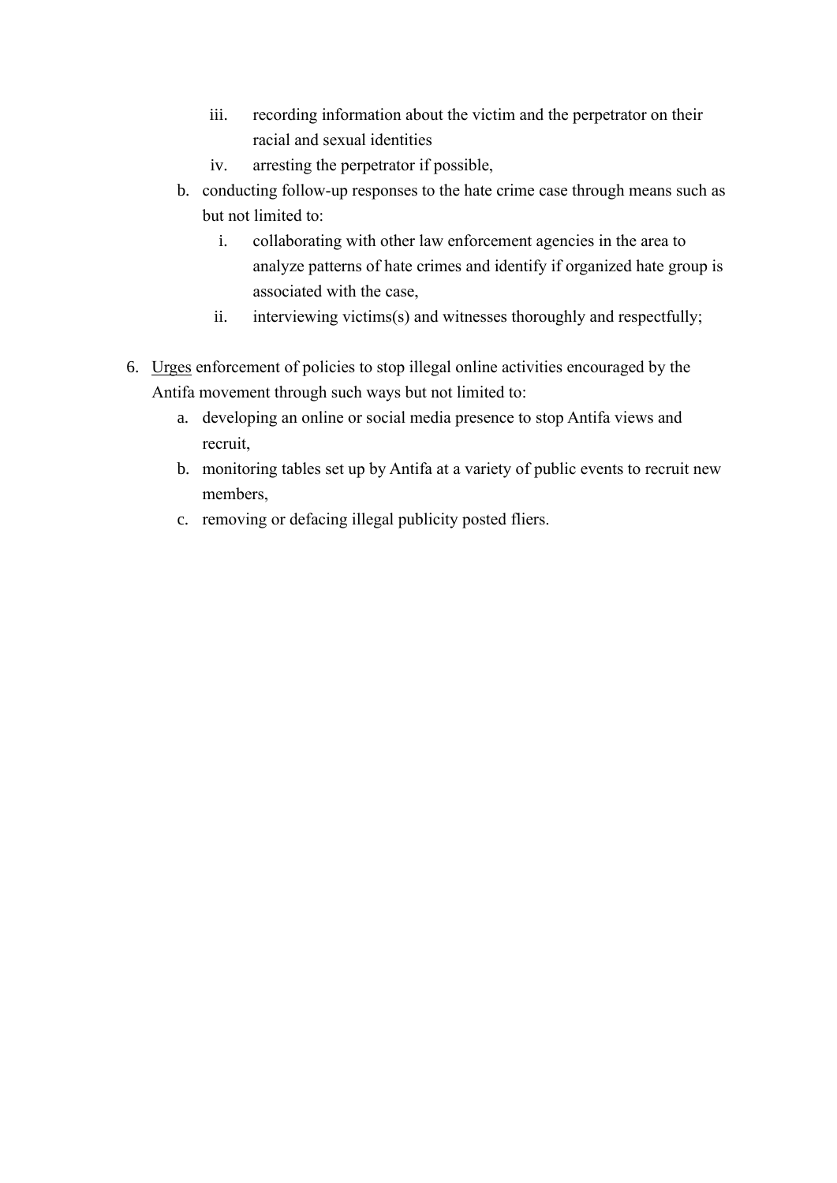iii. recording information about the victim and the perpetrator on their racial and sexual identities
   iv. arresting the perpetrator if possible,
b. conducting follow-up responses to the hate crime case through means such as but not limited to:
   i. collaborating with other law enforcement agencies in the area to analyze patterns of hate crimes and identify if organized hate group is associated with the case,
   ii. interviewing victims(s) and witnesses thoroughly and respectfully;

6. Urges enforcement of policies to stop illegal online activities encouraged by the Antifa movement through such ways but not limited to:
   a. developing an online or social media presence to stop Antifa views and recruit,
   b. monitoring tables set up by Antifa at a variety of public events to recruit new members,
   c. removing or defacing illegal publicity posted fliers.